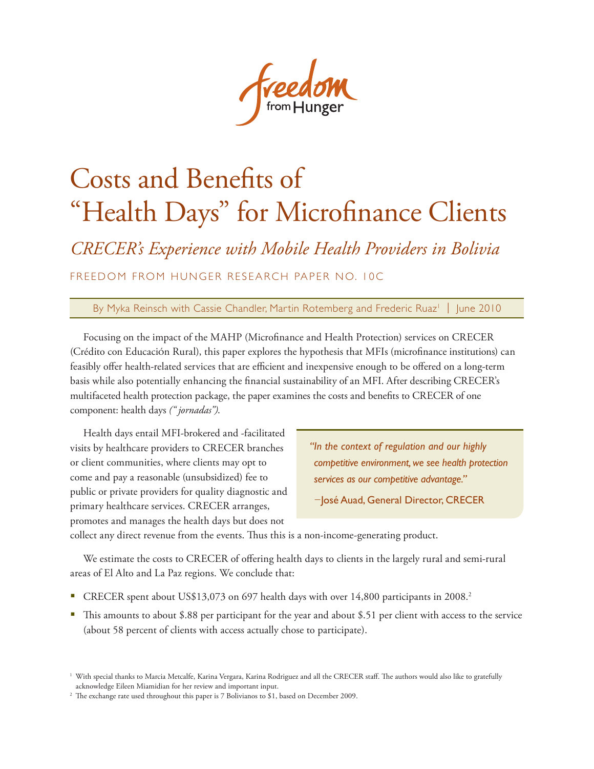freedom from Hunger

# Costs and Benefits of "Health Days" for Microfinance Clients

## *CRECER's Experience with Mobile Health Providers in Bolivia*

FREEDOM FROM HUNGER RESEARCH PAPER NO. 10C

By Myka Reinsch with Cassie Chandler, Martin Rotemberg and Frederic Ruaz[1] | June 2010

Focusing on the impact of the MAHP (Microfinance and Health Protection) services on CRECER (Crédito con Educación Rural), this paper explores the hypothesis that MFIs (microfinance institutions) can feasibly offer health-related services that are efficient and inexpensive enough to be offered on a long-term basis while also potentially enhancing the financial sustainability of an MFI. After describing CRECER's multifaceted health protection package, the paper examines the costs and benefits to CRECER of one component: health days *("jornadas")*.

Health days entail MFI-brokered and -facilitated visits by healthcare providers to CRECER branches or client communities, where clients may opt to come and pay a reasonable (unsubsidized) fee to public or private providers for quality diagnostic and primary healthcare services. CRECER arranges, promotes and manages the health days but does not collect any direct revenue from the events. Thus this is a non-income-generating product.

> *"In the context of regulation and our highly competitive environment, we see health protection services as our competitive advantage."*
>
> —José Auad, General Director, CRECER

We estimate the costs to CRECER of offering health days to clients in the largely rural and semi-rural areas of El Alto and La Paz regions. We conclude that:

- CRECER spent about US$13,073 on 697 health days with over 14,800 participants in 2008.[2]
- This amounts to about $.88 per participant for the year and about $.51 per client with access to the service (about 58 percent of clients with access actually chose to participate).

[1] With special thanks to Marcia Metcalfe, Karina Vergara, Karina Rodriguez and all the CRECER staff. The authors would also like to gratefully acknowledge Eileen Miamidian for her review and important input.

[2] The exchange rate used throughout this paper is 7 Bolivianos to $1, based on December 2009.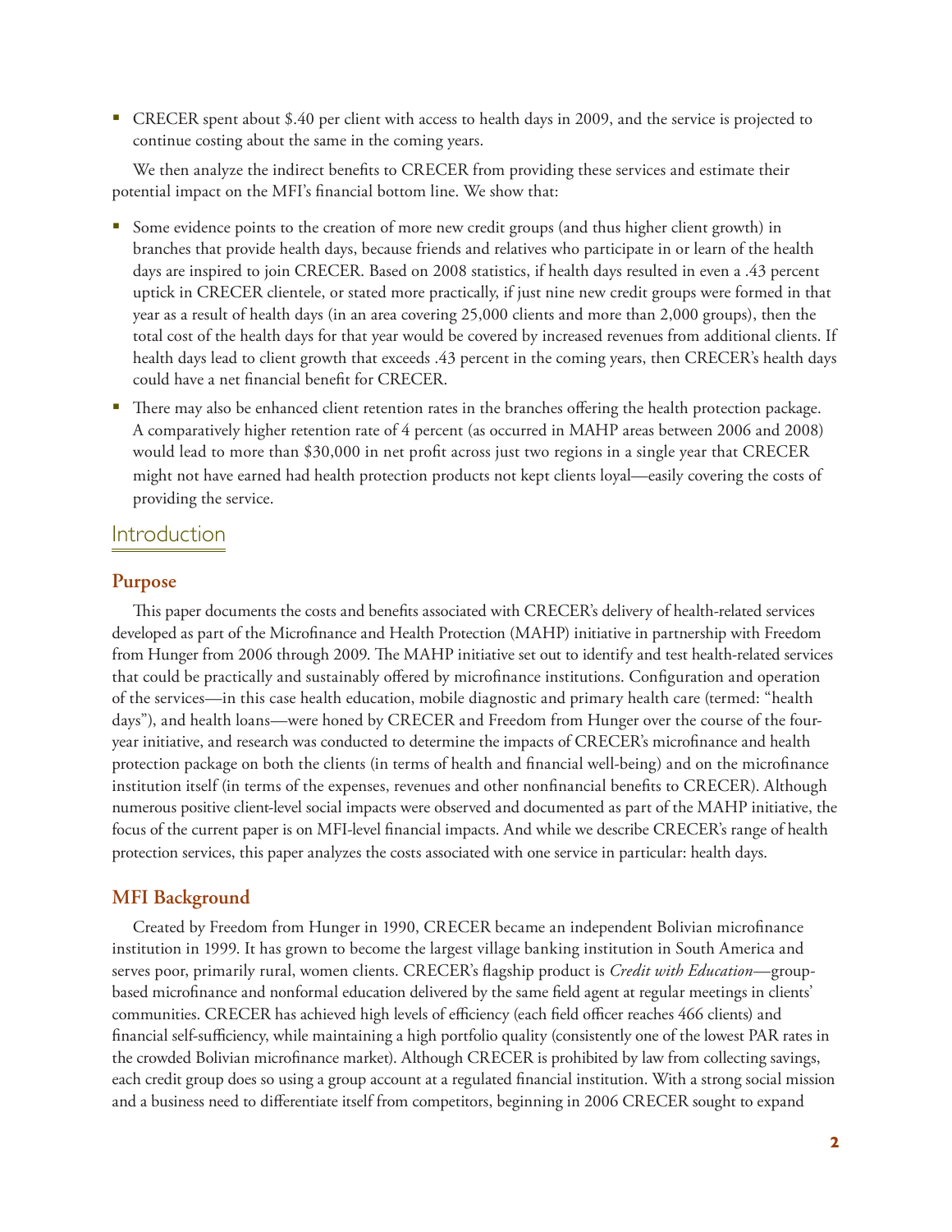- CRECER spent about $.40 per client with access to health days in 2009, and the service is projected to continue costing about the same in the coming years.

We then analyze the indirect benefits to CRECER from providing these services and estimate their potential impact on the MFI's financial bottom line. We show that:

- Some evidence points to the creation of more new credit groups (and thus higher client growth) in branches that provide health days, because friends and relatives who participate in or learn of the health days are inspired to join CRECER. Based on 2008 statistics, if health days resulted in even a .43 percent uptick in CRECER clientele, or stated more practically, if just nine new credit groups were formed in that year as a result of health days (in an area covering 25,000 clients and more than 2,000 groups), then the total cost of the health days for that year would be covered by increased revenues from additional clients. If health days lead to client growth that exceeds .43 percent in the coming years, then CRECER's health days could have a net financial benefit for CRECER.
- There may also be enhanced client retention rates in the branches offering the health protection package. A comparatively higher retention rate of 4 percent (as occurred in MAHP areas between 2006 and 2008) would lead to more than $30,000 in net profit across just two regions in a single year that CRECER might not have earned had health protection products not kept clients loyal—easily covering the costs of providing the service.

## Introduction

### Purpose

This paper documents the costs and benefits associated with CRECER's delivery of health-related services developed as part of the Microfinance and Health Protection (MAHP) initiative in partnership with Freedom from Hunger from 2006 through 2009. The MAHP initiative set out to identify and test health-related services that could be practically and sustainably offered by microfinance institutions. Configuration and operation of the services—in this case health education, mobile diagnostic and primary health care (termed: "health days"), and health loans—were honed by CRECER and Freedom from Hunger over the course of the four-year initiative, and research was conducted to determine the impacts of CRECER's microfinance and health protection package on both the clients (in terms of health and financial well-being) and on the microfinance institution itself (in terms of the expenses, revenues and other nonfinancial benefits to CRECER). Although numerous positive client-level social impacts were observed and documented as part of the MAHP initiative, the focus of the current paper is on MFI-level financial impacts. And while we describe CRECER's range of health protection services, this paper analyzes the costs associated with one service in particular: health days.

### MFI Background

Created by Freedom from Hunger in 1990, CRECER became an independent Bolivian microfinance institution in 1999. It has grown to become the largest village banking institution in South America and serves poor, primarily rural, women clients. CRECER's flagship product is *Credit with Education*—group-based microfinance and nonformal education delivered by the same field agent at regular meetings in clients' communities. CRECER has achieved high levels of efficiency (each field officer reaches 466 clients) and financial self-sufficiency, while maintaining a high portfolio quality (consistently one of the lowest PAR rates in the crowded Bolivian microfinance market). Although CRECER is prohibited by law from collecting savings, each credit group does so using a group account at a regulated financial institution. With a strong social mission and a business need to differentiate itself from competitors, beginning in 2006 CRECER sought to expand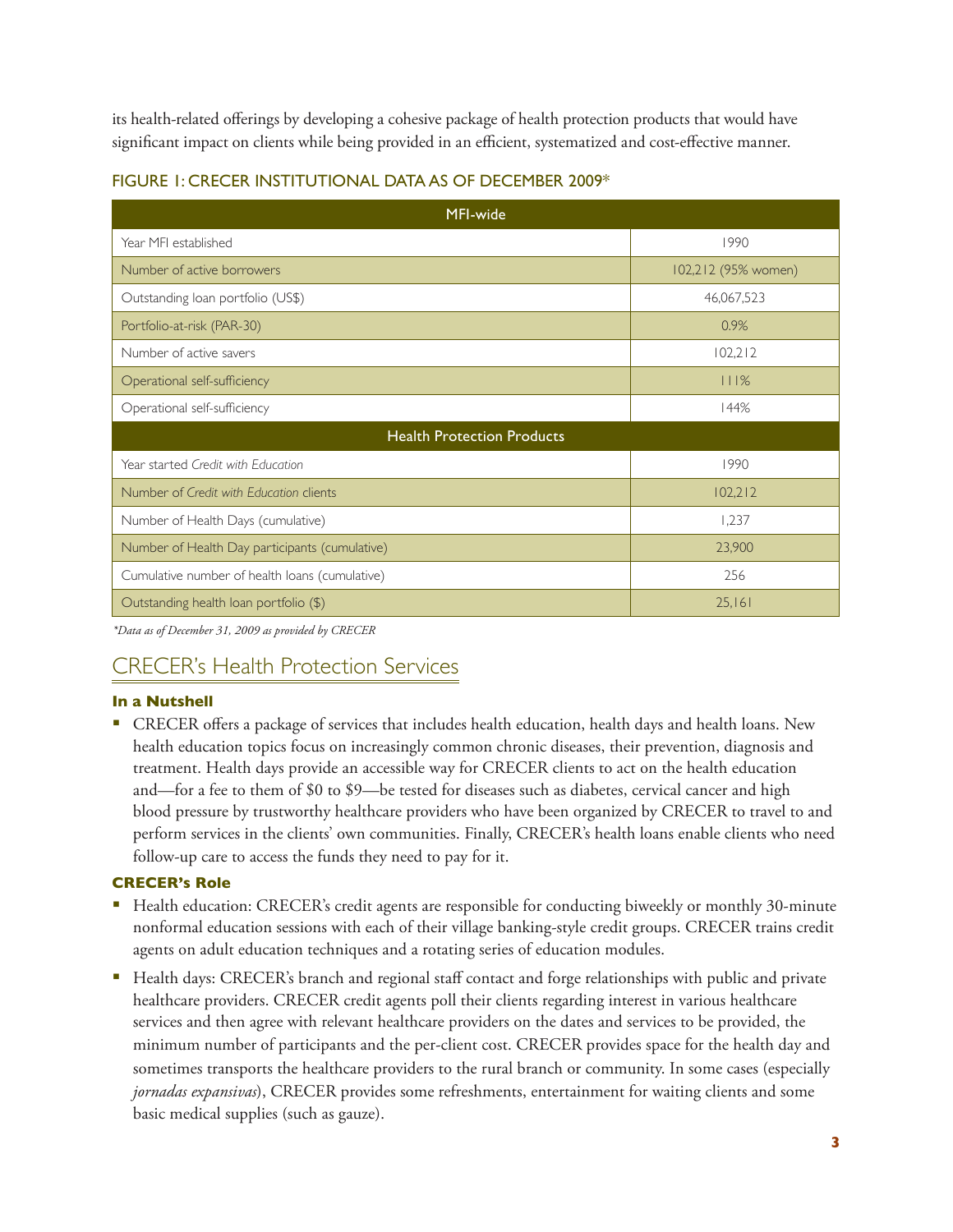its health-related offerings by developing a cohesive package of health protection products that would have significant impact on clients while being provided in an efficient, systematized and cost-effective manner.

### FIGURE 1: CRECER INSTITUTIONAL DATA AS OF DECEMBER 2009*

| MFI-wide | |
|---|---|
| Year MFI established | 1990 |
| Number of active borrowers | 102,212 (95% women) |
| Outstanding loan portfolio (US$) | 46,067,523 |
| Portfolio-at-risk (PAR-30) | 0.9% |
| Number of active savers | 102,212 |
| Operational self-sufficiency | 111% |
| Operational self-sufficiency | 144% |
| **Health Protection Products** | |
| Year started *Credit with Education* | 1990 |
| Number of *Credit with Education* clients | 102,212 |
| Number of Health Days (cumulative) | 1,237 |
| Number of Health Day participants (cumulative) | 23,900 |
| Cumulative number of health loans (cumulative) | 256 |
| Outstanding health loan portfolio ($) | 25,161 |

*\*Data as of December 31, 2009 as provided by CRECER*

## CRECER's Health Protection Services

### In a Nutshell

- CRECER offers a package of services that includes health education, health days and health loans. New health education topics focus on increasingly common chronic diseases, their prevention, diagnosis and treatment. Health days provide an accessible way for CRECER clients to act on the health education and—for a fee to them of $0 to $9—be tested for diseases such as diabetes, cervical cancer and high blood pressure by trustworthy healthcare providers who have been organized by CRECER to travel to and perform services in the clients' own communities. Finally, CRECER's health loans enable clients who need follow-up care to access the funds they need to pay for it.

### CRECER's Role

- Health education: CRECER's credit agents are responsible for conducting biweekly or monthly 30-minute nonformal education sessions with each of their village banking-style credit groups. CRECER trains credit agents on adult education techniques and a rotating series of education modules.
- Health days: CRECER's branch and regional staff contact and forge relationships with public and private healthcare providers. CRECER credit agents poll their clients regarding interest in various healthcare services and then agree with relevant healthcare providers on the dates and services to be provided, the minimum number of participants and the per-client cost. CRECER provides space for the health day and sometimes transports the healthcare providers to the rural branch or community. In some cases (especially *jornadas expansivas*), CRECER provides some refreshments, entertainment for waiting clients and some basic medical supplies (such as gauze).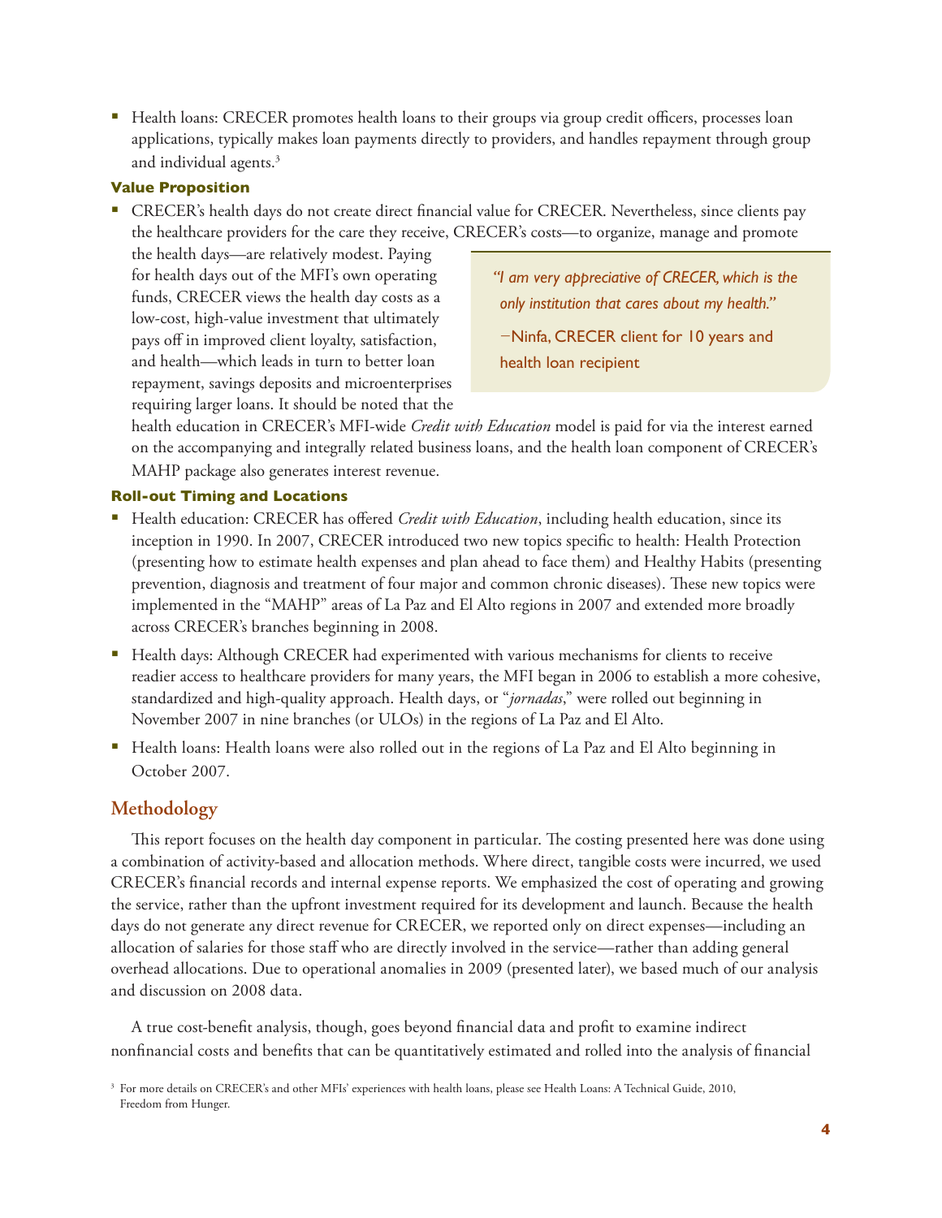- Health loans: CRECER promotes health loans to their groups via group credit officers, processes loan applications, typically makes loan payments directly to providers, and handles repayment through group and individual agents.[3]

#### Value Proposition

- CRECER's health days do not create direct financial value for CRECER. Nevertheless, since clients pay the healthcare providers for the care they receive, CRECER's costs—to organize, manage and promote the health days—are relatively modest. Paying for health days out of the MFI's own operating funds, CRECER views the health day costs as a low-cost, high-value investment that ultimately pays off in improved client loyalty, satisfaction, and health—which leads in turn to better loan repayment, savings deposits and microenterprises requiring larger loans. It should be noted that the health education in CRECER's MFI-wide *Credit with Education* model is paid for via the interest earned on the accompanying and integrally related business loans, and the health loan component of CRECER's MAHP package also generates interest revenue.

> *"I am very appreciative of CRECER, which is the only institution that cares about my health."*
>
> —Ninfa, CRECER client for 10 years and health loan recipient

#### Roll-out Timing and Locations

- Health education: CRECER has offered *Credit with Education*, including health education, since its inception in 1990. In 2007, CRECER introduced two new topics specific to health: Health Protection (presenting how to estimate health expenses and plan ahead to face them) and Healthy Habits (presenting prevention, diagnosis and treatment of four major and common chronic diseases). These new topics were implemented in the "MAHP" areas of La Paz and El Alto regions in 2007 and extended more broadly across CRECER's branches beginning in 2008.
- Health days: Although CRECER had experimented with various mechanisms for clients to receive readier access to healthcare providers for many years, the MFI began in 2006 to establish a more cohesive, standardized and high-quality approach. Health days, or "*jornadas*," were rolled out beginning in November 2007 in nine branches (or ULOs) in the regions of La Paz and El Alto.
- Health loans: Health loans were also rolled out in the regions of La Paz and El Alto beginning in October 2007.

## Methodology

This report focuses on the health day component in particular. The costing presented here was done using a combination of activity-based and allocation methods. Where direct, tangible costs were incurred, we used CRECER's financial records and internal expense reports. We emphasized the cost of operating and growing the service, rather than the upfront investment required for its development and launch. Because the health days do not generate any direct revenue for CRECER, we reported only on direct expenses—including an allocation of salaries for those staff who are directly involved in the service—rather than adding general overhead allocations. Due to operational anomalies in 2009 (presented later), we based much of our analysis and discussion on 2008 data.

A true cost-benefit analysis, though, goes beyond financial data and profit to examine indirect nonfinancial costs and benefits that can be quantitatively estimated and rolled into the analysis of financial

[3] For more details on CRECER's and other MFIs' experiences with health loans, please see Health Loans: A Technical Guide, 2010, Freedom from Hunger.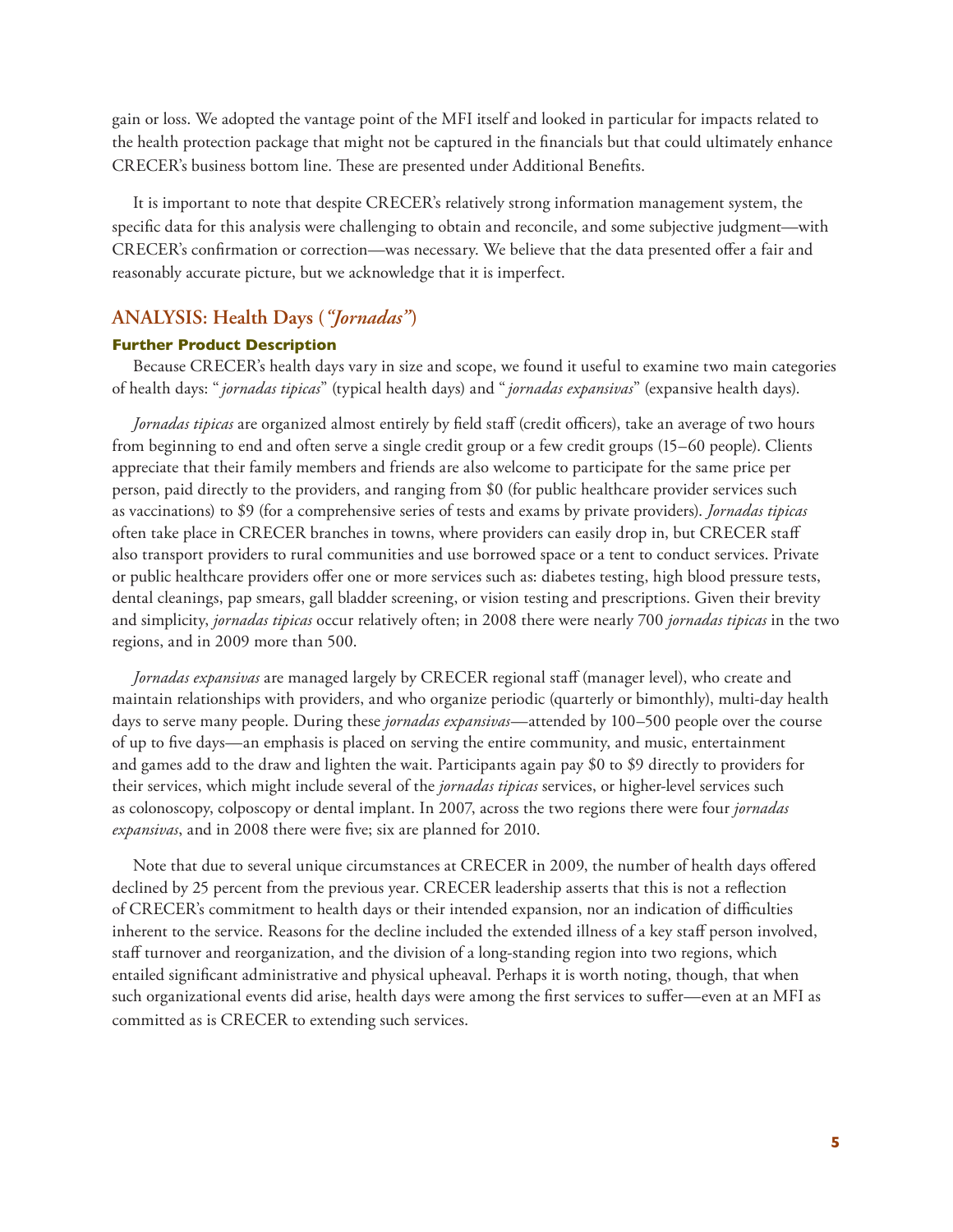gain or loss. We adopted the vantage point of the MFI itself and looked in particular for impacts related to the health protection package that might not be captured in the financials but that could ultimately enhance CRECER's business bottom line. These are presented under Additional Benefits.

It is important to note that despite CRECER's relatively strong information management system, the specific data for this analysis were challenging to obtain and reconcile, and some subjective judgment—with CRECER's confirmation or correction—was necessary. We believe that the data presented offer a fair and reasonably accurate picture, but we acknowledge that it is imperfect.

## ANALYSIS: Health Days (*"Jornadas"*)

### Further Product Description

Because CRECER's health days vary in size and scope, we found it useful to examine two main categories of health days: "*jornadas tipicas*" (typical health days) and "*jornadas expansivas*" (expansive health days).

*Jornadas tipicas* are organized almost entirely by field staff (credit officers), take an average of two hours from beginning to end and often serve a single credit group or a few credit groups (15–60 people). Clients appreciate that their family members and friends are also welcome to participate for the same price per person, paid directly to the providers, and ranging from $0 (for public healthcare provider services such as vaccinations) to $9 (for a comprehensive series of tests and exams by private providers). *Jornadas tipicas* often take place in CRECER branches in towns, where providers can easily drop in, but CRECER staff also transport providers to rural communities and use borrowed space or a tent to conduct services. Private or public healthcare providers offer one or more services such as: diabetes testing, high blood pressure tests, dental cleanings, pap smears, gall bladder screening, or vision testing and prescriptions. Given their brevity and simplicity, *jornadas tipicas* occur relatively often; in 2008 there were nearly 700 *jornadas tipicas* in the two regions, and in 2009 more than 500.

*Jornadas expansivas* are managed largely by CRECER regional staff (manager level), who create and maintain relationships with providers, and who organize periodic (quarterly or bimonthly), multi-day health days to serve many people. During these *jornadas expansivas*—attended by 100–500 people over the course of up to five days—an emphasis is placed on serving the entire community, and music, entertainment and games add to the draw and lighten the wait. Participants again pay $0 to $9 directly to providers for their services, which might include several of the *jornadas tipicas* services, or higher-level services such as colonoscopy, colposcopy or dental implant. In 2007, across the two regions there were four *jornadas expansivas*, and in 2008 there were five; six are planned for 2010.

Note that due to several unique circumstances at CRECER in 2009, the number of health days offered declined by 25 percent from the previous year. CRECER leadership asserts that this is not a reflection of CRECER's commitment to health days or their intended expansion, nor an indication of difficulties inherent to the service. Reasons for the decline included the extended illness of a key staff person involved, staff turnover and reorganization, and the division of a long-standing region into two regions, which entailed significant administrative and physical upheaval. Perhaps it is worth noting, though, that when such organizational events did arise, health days were among the first services to suffer—even at an MFI as committed as is CRECER to extending such services.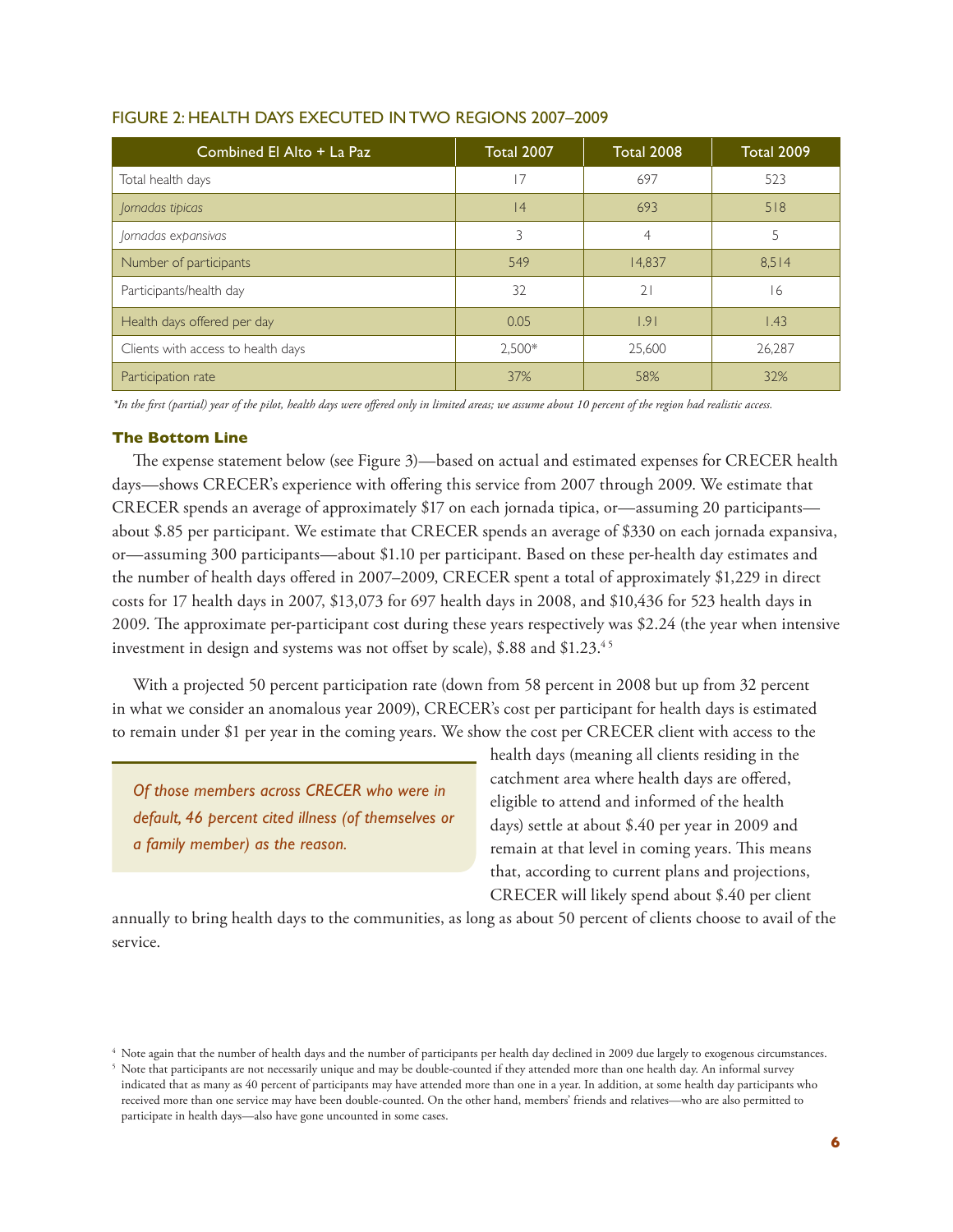### FIGURE 2: HEALTH DAYS EXECUTED IN TWO REGIONS 2007–2009

| Combined El Alto + La Paz | Total 2007 | Total 2008 | Total 2009 |
|---|---|---|---|
| Total health days | 17 | 697 | 523 |
| *Jornadas tipicas* | 14 | 693 | 518 |
| *Jornadas expansivas* | 3 | 4 | 5 |
| Number of participants | 549 | 14,837 | 8,514 |
| Participants/health day | 32 | 21 | 16 |
| Health days offered per day | 0.05 | 1.91 | 1.43 |
| Clients with access to health days | 2,500* | 25,600 | 26,287 |
| Participation rate | 37% | 58% | 32% |

*\*In the first (partial) year of the pilot, health days were offered only in limited areas; we assume about 10 percent of the region had realistic access.*

### The Bottom Line

The expense statement below (see Figure 3)—based on actual and estimated expenses for CRECER health days—shows CRECER's experience with offering this service from 2007 through 2009. We estimate that CRECER spends an average of approximately $17 on each jornada tipica, or—assuming 20 participants—about $.85 per participant. We estimate that CRECER spends an average of $330 on each jornada expansiva, or—assuming 300 participants—about $1.10 per participant. Based on these per-health day estimates and the number of health days offered in 2007–2009, CRECER spent a total of approximately $1,229 in direct costs for 17 health days in 2007, $13,073 for 697 health days in 2008, and $10,436 for 523 health days in 2009. The approximate per-participant cost during these years respectively was $2.24 (the year when intensive investment in design and systems was not offset by scale), $.88 and $1.23.[4 5]

With a projected 50 percent participation rate (down from 58 percent in 2008 but up from 32 percent in what we consider an anomalous year 2009), CRECER's cost per participant for health days is estimated to remain under $1 per year in the coming years. We show the cost per CRECER client with access to the health days (meaning all clients residing in the catchment area where health days are offered, eligible to attend and informed of the health days) settle at about $.40 per year in 2009 and remain at that level in coming years. This means that, according to current plans and projections, CRECER will likely spend about $.40 per client annually to bring health days to the communities, as long as about 50 percent of clients choose to avail of the service.

*Of those members across CRECER who were in default, 46 percent cited illness (of themselves or a family member) as the reason.*

[4] Note again that the number of health days and the number of participants per health day declined in 2009 due largely to exogenous circumstances.

[5] Note that participants are not necessarily unique and may be double-counted if they attended more than one health day. An informal survey indicated that as many as 40 percent of participants may have attended more than one in a year. In addition, at some health day participants who received more than one service may have been double-counted. On the other hand, members' friends and relatives—who are also permitted to participate in health days—also have gone uncounted in some cases.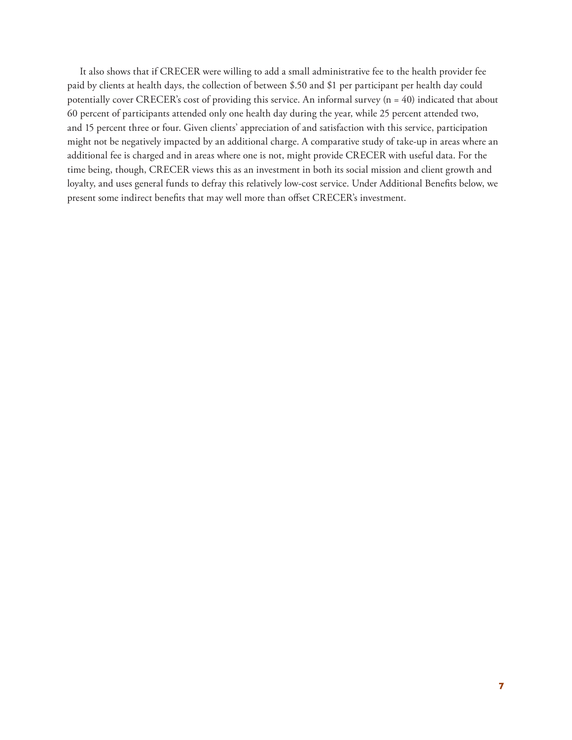It also shows that if CRECER were willing to add a small administrative fee to the health provider fee paid by clients at health days, the collection of between $.50 and $1 per participant per health day could potentially cover CRECER's cost of providing this service. An informal survey (n = 40) indicated that about 60 percent of participants attended only one health day during the year, while 25 percent attended two, and 15 percent three or four. Given clients' appreciation of and satisfaction with this service, participation might not be negatively impacted by an additional charge. A comparative study of take-up in areas where an additional fee is charged and in areas where one is not, might provide CRECER with useful data. For the time being, though, CRECER views this as an investment in both its social mission and client growth and loyalty, and uses general funds to defray this relatively low-cost service. Under Additional Benefits below, we present some indirect benefits that may well more than offset CRECER's investment.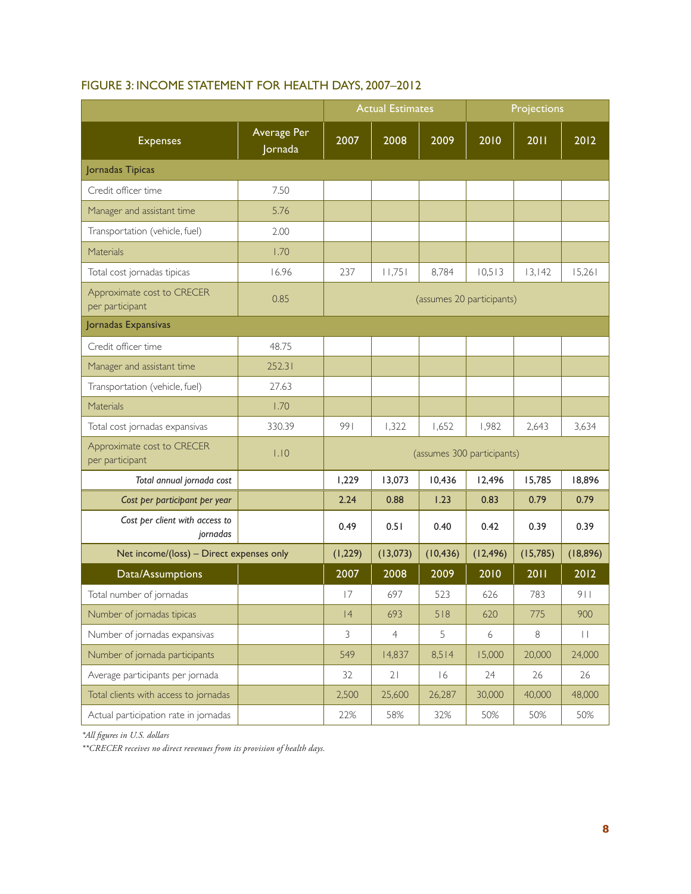## FIGURE 3: INCOME STATEMENT FOR HEALTH DAYS, 2007–2012

| | | Actual Estimates | | | Projections | | |
|---|---|---|---|---|---|---|---|
| Expenses | Average Per Jornada | 2007 | 2008 | 2009 | 2010 | 2011 | 2012 |
| **Jornadas Tipicas** | | | | | | | |
| Credit officer time | 7.50 | | | | | | |
| Manager and assistant time | 5.76 | | | | | | |
| Transportation (vehicle, fuel) | 2.00 | | | | | | |
| Materials | 1.70 | | | | | | |
| Total cost jornadas tipicas | 16.96 | 237 | 11,751 | 8,784 | 10,513 | 13,142 | 15,261 |
| Approximate cost to CRECER per participant | 0.85 | (assumes 20 participants) | | | | | |
| **Jornadas Expansivas** | | | | | | | |
| Credit officer time | 48.75 | | | | | | |
| Manager and assistant time | 252.31 | | | | | | |
| Transportation (vehicle, fuel) | 27.63 | | | | | | |
| Materials | 1.70 | | | | | | |
| Total cost jornadas expansivas | 330.39 | 991 | 1,322 | 1,652 | 1,982 | 2,643 | 3,634 |
| Approximate cost to CRECER per participant | 1.10 | (assumes 300 participants) | | | | | |
| *Total annual jornada cost* | | **1,229** | **13,073** | **10,436** | **12,496** | **15,785** | **18,896** |
| *Cost per participant per year* | | **2.24** | **0.88** | **1.23** | **0.83** | **0.79** | **0.79** |
| *Cost per client with access to jornadas* | | **0.49** | **0.51** | **0.40** | **0.42** | **0.39** | **0.39** |
| Net income/(loss) – Direct expenses only | | (1,229) | (13,073) | (10,436) | (12,496) | (15,785) | (18,896) |
| **Data/Assumptions** | | **2007** | **2008** | **2009** | **2010** | **2011** | **2012** |
| Total number of jornadas | | 17 | 697 | 523 | 626 | 783 | 911 |
| Number of jornadas tipicas | | 14 | 693 | 518 | 620 | 775 | 900 |
| Number of jornadas expansivas | | 3 | 4 | 5 | 6 | 8 | 11 |
| Number of jornada participants | | 549 | 14,837 | 8,514 | 15,000 | 20,000 | 24,000 |
| Average participants per jornada | | 32 | 21 | 16 | 24 | 26 | 26 |
| Total clients with access to jornadas | | 2,500 | 25,600 | 26,287 | 30,000 | 40,000 | 48,000 |
| Actual participation rate in jornadas | | 22% | 58% | 32% | 50% | 50% | 50% |

*\*All figures in U.S. dollars*

*\*\*CRECER receives no direct revenues from its provision of health days.*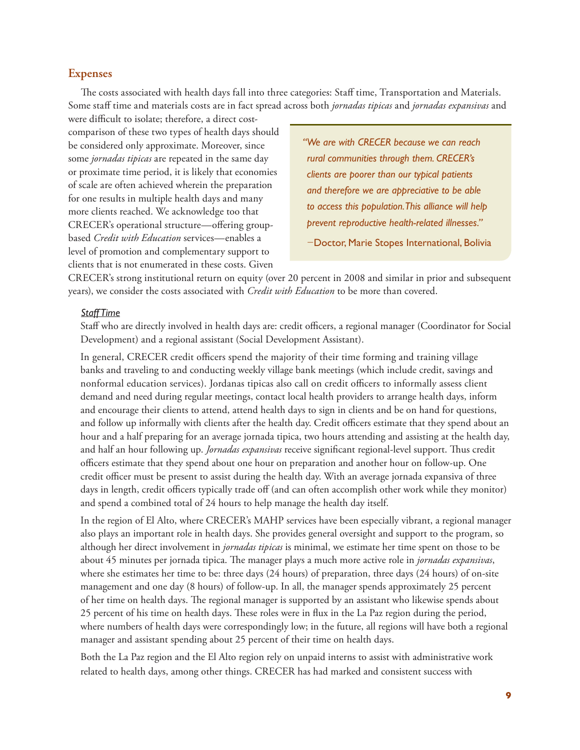## Expenses

The costs associated with health days fall into three categories: Staff time, Transportation and Materials. Some staff time and materials costs are in fact spread across both *jornadas tipicas* and *jornadas expansivas* and were difficult to isolate; therefore, a direct cost-comparison of these two types of health days should be considered only approximate. Moreover, since some *jornadas tipicas* are repeated in the same day or proximate time period, it is likely that economies of scale are often achieved wherein the preparation for one results in multiple health days and many more clients reached. We acknowledge too that CRECER's operational structure—offering group-based *Credit with Education* services—enables a level of promotion and complementary support to clients that is not enumerated in these costs. Given CRECER's strong institutional return on equity (over 20 percent in 2008 and similar in prior and subsequent years), we consider the costs associated with *Credit with Education* to be more than covered.

> *"We are with CRECER because we can reach rural communities through them. CRECER's clients are poorer than our typical patients and therefore we are appreciative to be able to access this population. This alliance will help prevent reproductive health-related illnesses."*
>
> —Doctor, Marie Stopes International, Bolivia

### *Staff Time*

Staff who are directly involved in health days are: credit officers, a regional manager (Coordinator for Social Development) and a regional assistant (Social Development Assistant).

In general, CRECER credit officers spend the majority of their time forming and training village banks and traveling to and conducting weekly village bank meetings (which include credit, savings and nonformal education services). Jordanas tipicas also call on credit officers to informally assess client demand and need during regular meetings, contact local health providers to arrange health days, inform and encourage their clients to attend, attend health days to sign in clients and be on hand for questions, and follow up informally with clients after the health day. Credit officers estimate that they spend about an hour and a half preparing for an average jornada tipica, two hours attending and assisting at the health day, and half an hour following up. *Jornadas expansivas* receive significant regional-level support. Thus credit officers estimate that they spend about one hour on preparation and another hour on follow-up. One credit officer must be present to assist during the health day. With an average jornada expansiva of three days in length, credit officers typically trade off (and can often accomplish other work while they monitor) and spend a combined total of 24 hours to help manage the health day itself.

In the region of El Alto, where CRECER's MAHP services have been especially vibrant, a regional manager also plays an important role in health days. She provides general oversight and support to the program, so although her direct involvement in *jornadas tipicas* is minimal, we estimate her time spent on those to be about 45 minutes per jornada tipica. The manager plays a much more active role in *jornadas expansivas*, where she estimates her time to be: three days (24 hours) of preparation, three days (24 hours) of on-site management and one day (8 hours) of follow-up. In all, the manager spends approximately 25 percent of her time on health days. The regional manager is supported by an assistant who likewise spends about 25 percent of his time on health days. These roles were in flux in the La Paz region during the period, where numbers of health days were correspondingly low; in the future, all regions will have both a regional manager and assistant spending about 25 percent of their time on health days.

Both the La Paz region and the El Alto region rely on unpaid interns to assist with administrative work related to health days, among other things. CRECER has had marked and consistent success with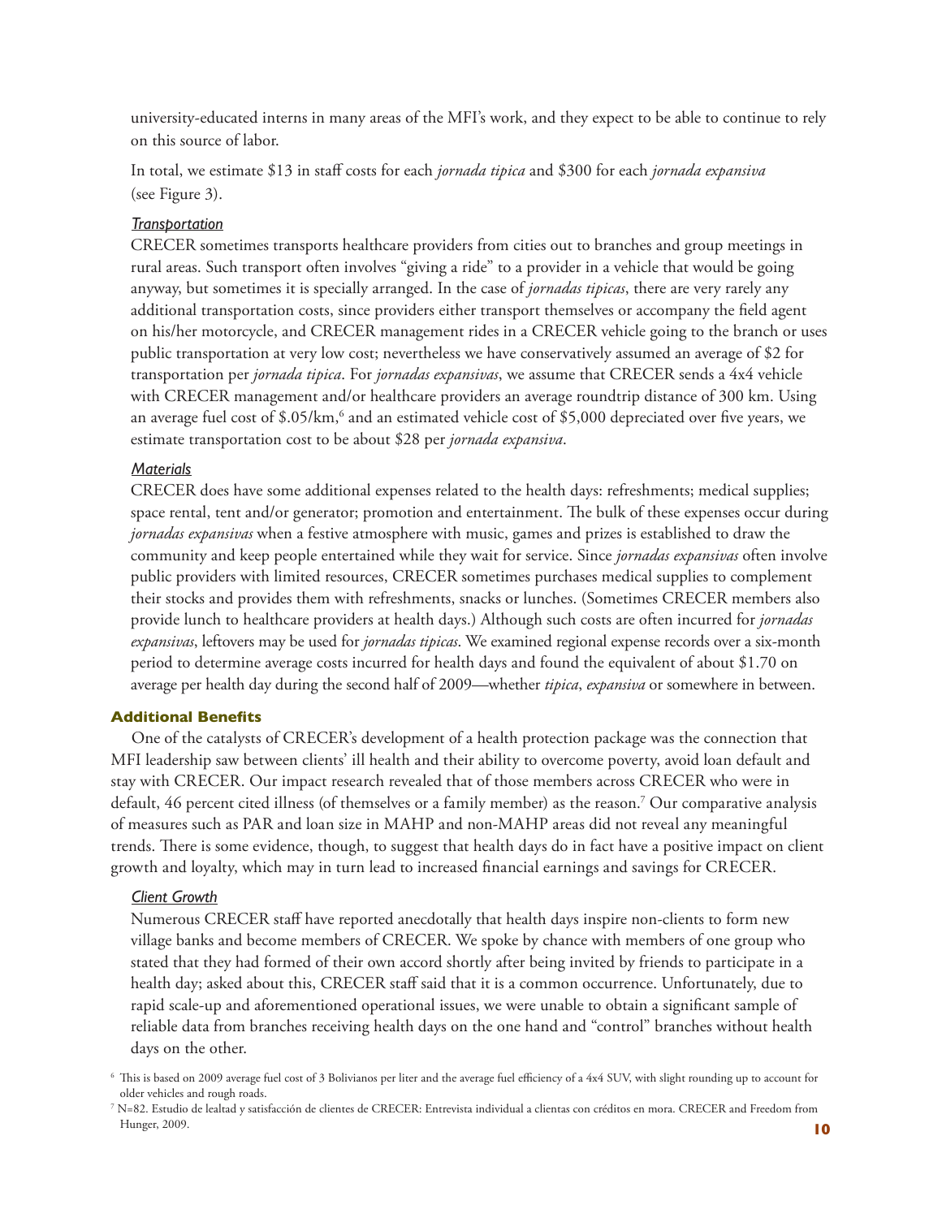university-educated interns in many areas of the MFI's work, and they expect to be able to continue to rely on this source of labor.

In total, we estimate $13 in staff costs for each *jornada tipica* and $300 for each *jornada expansiva* (see Figure 3).

#### *Transportation*

CRECER sometimes transports healthcare providers from cities out to branches and group meetings in rural areas. Such transport often involves "giving a ride" to a provider in a vehicle that would be going anyway, but sometimes it is specially arranged. In the case of *jornadas tipicas*, there are very rarely any additional transportation costs, since providers either transport themselves or accompany the field agent on his/her motorcycle, and CRECER management rides in a CRECER vehicle going to the branch or uses public transportation at very low cost; nevertheless we have conservatively assumed an average of $2 for transportation per *jornada tipica*. For *jornadas expansivas*, we assume that CRECER sends a 4x4 vehicle with CRECER management and/or healthcare providers an average roundtrip distance of 300 km. Using an average fuel cost of $.05/km,[6] and an estimated vehicle cost of $5,000 depreciated over five years, we estimate transportation cost to be about $28 per *jornada expansiva*.

#### *Materials*

CRECER does have some additional expenses related to the health days: refreshments; medical supplies; space rental, tent and/or generator; promotion and entertainment. The bulk of these expenses occur during *jornadas expansivas* when a festive atmosphere with music, games and prizes is established to draw the community and keep people entertained while they wait for service. Since *jornadas expansivas* often involve public providers with limited resources, CRECER sometimes purchases medical supplies to complement their stocks and provides them with refreshments, snacks or lunches. (Sometimes CRECER members also provide lunch to healthcare providers at health days.) Although such costs are often incurred for *jornadas expansivas*, leftovers may be used for *jornadas tipicas*. We examined regional expense records over a six-month period to determine average costs incurred for health days and found the equivalent of about $1.70 on average per health day during the second half of 2009—whether *tipica*, *expansiva* or somewhere in between.

### Additional Benefits

One of the catalysts of CRECER's development of a health protection package was the connection that MFI leadership saw between clients' ill health and their ability to overcome poverty, avoid loan default and stay with CRECER. Our impact research revealed that of those members across CRECER who were in default, 46 percent cited illness (of themselves or a family member) as the reason.[7] Our comparative analysis of measures such as PAR and loan size in MAHP and non-MAHP areas did not reveal any meaningful trends. There is some evidence, though, to suggest that health days do in fact have a positive impact on client growth and loyalty, which may in turn lead to increased financial earnings and savings for CRECER.

#### *Client Growth*

Numerous CRECER staff have reported anecdotally that health days inspire non-clients to form new village banks and become members of CRECER. We spoke by chance with members of one group who stated that they had formed of their own accord shortly after being invited by friends to participate in a health day; asked about this, CRECER staff said that it is a common occurrence. Unfortunately, due to rapid scale-up and aforementioned operational issues, we were unable to obtain a significant sample of reliable data from branches receiving health days on the one hand and "control" branches without health days on the other.

[6] This is based on 2009 average fuel cost of 3 Bolivianos per liter and the average fuel efficiency of a 4x4 SUV, with slight rounding up to account for older vehicles and rough roads.

[7] N=82. Estudio de lealtad y satisfacción de clientes de CRECER: Entrevista individual a clientas con créditos en mora. CRECER and Freedom from Hunger, 2009.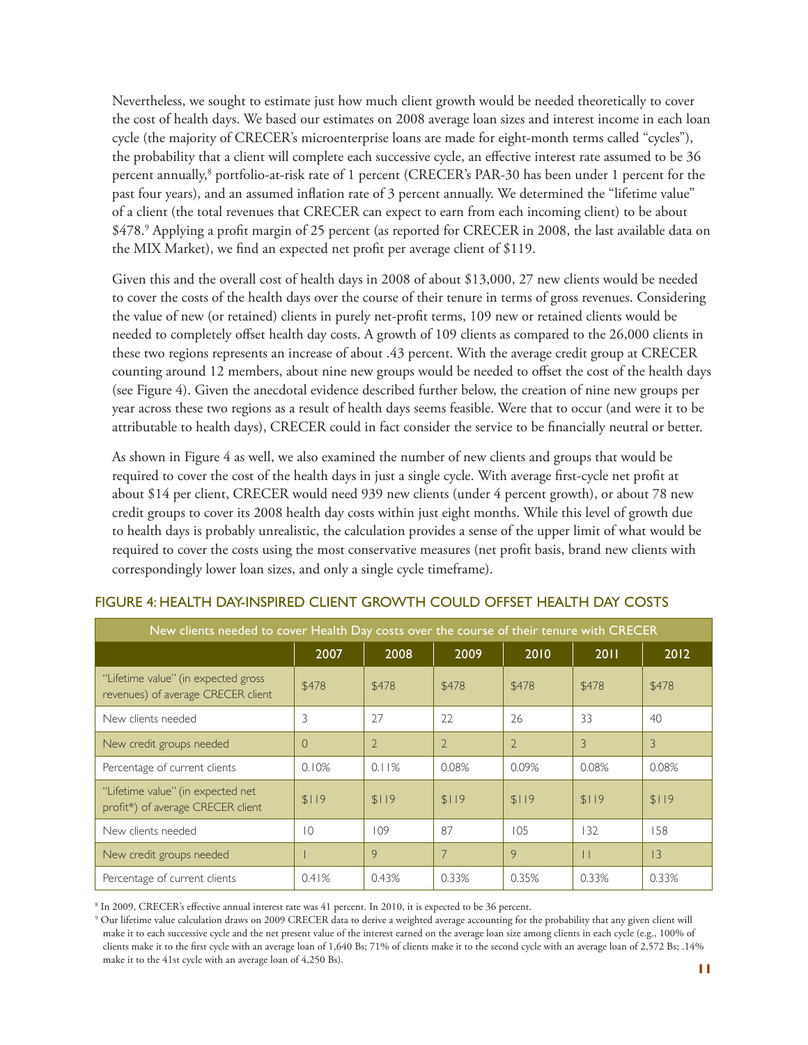Nevertheless, we sought to estimate just how much client growth would be needed theoretically to cover the cost of health days. We based our estimates on 2008 average loan sizes and interest income in each loan cycle (the majority of CRECER's microenterprise loans are made for eight-month terms called "cycles"), the probability that a client will complete each successive cycle, an effective interest rate assumed to be 36 percent annually,[8] portfolio-at-risk rate of 1 percent (CRECER's PAR-30 has been under 1 percent for the past four years), and an assumed inflation rate of 3 percent annually. We determined the "lifetime value" of a client (the total revenues that CRECER can expect to earn from each incoming client) to be about $478.[9] Applying a profit margin of 25 percent (as reported for CRECER in 2008, the last available data on the MIX Market), we find an expected net profit per average client of $119.

Given this and the overall cost of health days in 2008 of about $13,000, 27 new clients would be needed to cover the costs of the health days over the course of their tenure in terms of gross revenues. Considering the value of new (or retained) clients in purely net-profit terms, 109 new or retained clients would be needed to completely offset health day costs. A growth of 109 clients as compared to the 26,000 clients in these two regions represents an increase of about .43 percent. With the average credit group at CRECER counting around 12 members, about nine new groups would be needed to offset the cost of the health days (see Figure 4). Given the anecdotal evidence described further below, the creation of nine new groups per year across these two regions as a result of health days seems feasible. Were that to occur (and were it to be attributable to health days), CRECER could in fact consider the service to be financially neutral or better.

As shown in Figure 4 as well, we also examined the number of new clients and groups that would be required to cover the cost of the health days in just a single cycle. With average first-cycle net profit at about $14 per client, CRECER would need 939 new clients (under 4 percent growth), or about 78 new credit groups to cover its 2008 health day costs within just eight months. While this level of growth due to health days is probably unrealistic, the calculation provides a sense of the upper limit of what would be required to cover the costs using the most conservative measures (net profit basis, brand new clients with correspondingly lower loan sizes, and only a single cycle timeframe).

## FIGURE 4: HEALTH DAY-INSPIRED CLIENT GROWTH COULD OFFSET HEALTH DAY COSTS

| New clients needed to cover Health Day costs over the course of their tenure with CRECER | | | | | | |
|---|---|---|---|---|---|---|
| | 2007 | 2008 | 2009 | 2010 | 2011 | 2012 |
| "Lifetime value" (in expected gross revenues) of average CRECER client | $478 | $478 | $478 | $478 | $478 | $478 |
| New clients needed | 3 | 27 | 22 | 26 | 33 | 40 |
| New credit groups needed | 0 | 2 | 2 | 2 | 3 | 3 |
| Percentage of current clients | 0.10% | 0.11% | 0.08% | 0.09% | 0.08% | 0.08% |
| "Lifetime value" (in expected net profit*) of average CRECER client | $119 | $119 | $119 | $119 | $119 | $119 |
| New clients needed | 10 | 109 | 87 | 105 | 132 | 158 |
| New credit groups needed | 1 | 9 | 7 | 9 | 11 | 13 |
| Percentage of current clients | 0.41% | 0.43% | 0.33% | 0.35% | 0.33% | 0.33% |

[8] In 2009, CRECER's effective annual interest rate was 41 percent. In 2010, it is expected to be 36 percent.

[9] Our lifetime value calculation draws on 2009 CRECER data to derive a weighted average accounting for the probability that any given client will make it to each successive cycle and the net present value of the interest earned on the average loan size among clients in each cycle (e.g., 100% of clients make it to the first cycle with an average loan of 1,640 Bs; 71% of clients make it to the second cycle with an average loan of 2,572 Bs; .14% make it to the 41st cycle with an average loan of 4,250 Bs).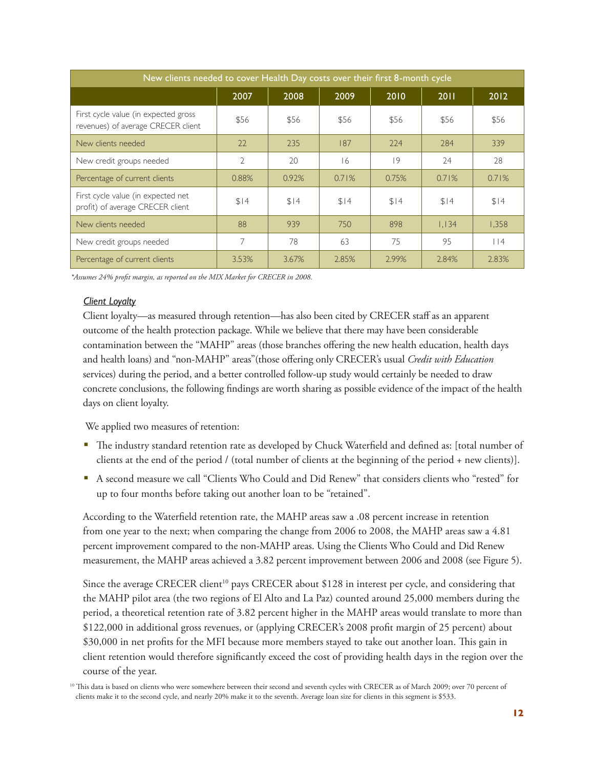| New clients needed to cover Health Day costs over their first 8-month cycle | | | | | | |
|---|---|---|---|---|---|---|
| | 2007 | 2008 | 2009 | 2010 | 2011 | 2012 |
| First cycle value (in expected gross revenues) of average CRECER client | $56 | $56 | $56 | $56 | $56 | $56 |
| New clients needed | 22 | 235 | 187 | 224 | 284 | 339 |
| New credit groups needed | 2 | 20 | 16 | 19 | 24 | 28 |
| Percentage of current clients | 0.88% | 0.92% | 0.71% | 0.75% | 0.71% | 0.71% |
| First cycle value (in expected net profit) of average CRECER client | $14 | $14 | $14 | $14 | $14 | $14 |
| New clients needed | 88 | 939 | 750 | 898 | 1,134 | 1,358 |
| New credit groups needed | 7 | 78 | 63 | 75 | 95 | 114 |
| Percentage of current clients | 3.53% | 3.67% | 2.85% | 2.99% | 2.84% | 2.83% |

*\*Assumes 24% profit margin, as reported on the MIX Market for CRECER in 2008.*

### *Client Loyalty*

Client loyalty—as measured through retention—has also been cited by CRECER staff as an apparent outcome of the health protection package. While we believe that there may have been considerable contamination between the "MAHP" areas (those branches offering the new health education, health days and health loans) and "non-MAHP" areas"(those offering only CRECER's usual *Credit with Education* services) during the period, and a better controlled follow-up study would certainly be needed to draw concrete conclusions, the following findings are worth sharing as possible evidence of the impact of the health days on client loyalty.

We applied two measures of retention:

- The industry standard retention rate as developed by Chuck Waterfield and defined as: [total number of clients at the end of the period / (total number of clients at the beginning of the period + new clients)].
- A second measure we call "Clients Who Could and Did Renew" that considers clients who "rested" for up to four months before taking out another loan to be "retained".

According to the Waterfield retention rate, the MAHP areas saw a .08 percent increase in retention from one year to the next; when comparing the change from 2006 to 2008, the MAHP areas saw a 4.81 percent improvement compared to the non-MAHP areas. Using the Clients Who Could and Did Renew measurement, the MAHP areas achieved a 3.82 percent improvement between 2006 and 2008 (see Figure 5).

Since the average CRECER client[10] pays CRECER about $128 in interest per cycle, and considering that the MAHP pilot area (the two regions of El Alto and La Paz) counted around 25,000 members during the period, a theoretical retention rate of 3.82 percent higher in the MAHP areas would translate to more than $122,000 in additional gross revenues, or (applying CRECER's 2008 profit margin of 25 percent) about $30,000 in net profits for the MFI because more members stayed to take out another loan. This gain in client retention would therefore significantly exceed the cost of providing health days in the region over the course of the year.

[10] This data is based on clients who were somewhere between their second and seventh cycles with CRECER as of March 2009; over 70 percent of clients make it to the second cycle, and nearly 20% make it to the seventh. Average loan size for clients in this segment is $533.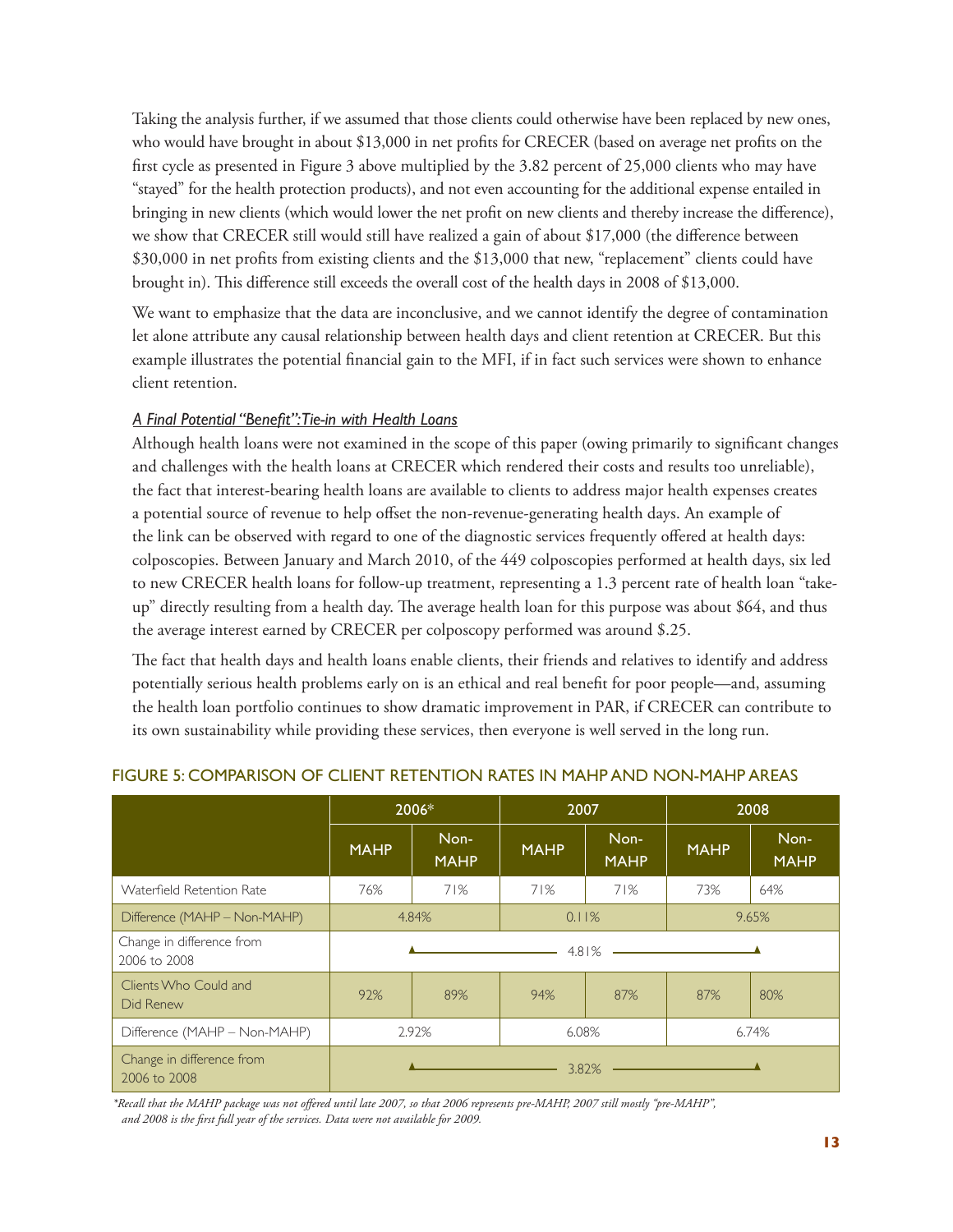Taking the analysis further, if we assumed that those clients could otherwise have been replaced by new ones, who would have brought in about $13,000 in net profits for CRECER (based on average net profits on the first cycle as presented in Figure 3 above multiplied by the 3.82 percent of 25,000 clients who may have "stayed" for the health protection products), and not even accounting for the additional expense entailed in bringing in new clients (which would lower the net profit on new clients and thereby increase the difference), we show that CRECER still would still have realized a gain of about $17,000 (the difference between $30,000 in net profits from existing clients and the $13,000 that new, "replacement" clients could have brought in). This difference still exceeds the overall cost of the health days in 2008 of $13,000.

We want to emphasize that the data are inconclusive, and we cannot identify the degree of contamination let alone attribute any causal relationship between health days and client retention at CRECER. But this example illustrates the potential financial gain to the MFI, if in fact such services were shown to enhance client retention.

*A Final Potential "Benefit": Tie-in with Health Loans*

Although health loans were not examined in the scope of this paper (owing primarily to significant changes and challenges with the health loans at CRECER which rendered their costs and results too unreliable), the fact that interest-bearing health loans are available to clients to address major health expenses creates a potential source of revenue to help offset the non-revenue-generating health days. An example of the link can be observed with regard to one of the diagnostic services frequently offered at health days: colposcopies. Between January and March 2010, of the 449 colposcopies performed at health days, six led to new CRECER health loans for follow-up treatment, representing a 1.3 percent rate of health loan "take-up" directly resulting from a health day. The average health loan for this purpose was about $64, and thus the average interest earned by CRECER per colposcopy performed was around $.25.

The fact that health days and health loans enable clients, their friends and relatives to identify and address potentially serious health problems early on is an ethical and real benefit for poor people—and, assuming the health loan portfolio continues to show dramatic improvement in PAR, if CRECER can contribute to its own sustainability while providing these services, then everyone is well served in the long run.

## FIGURE 5: COMPARISON OF CLIENT RETENTION RATES IN MAHP AND NON-MAHP AREAS

| | 2006* | | 2007 | | 2008 | |
|---|---|---|---|---|---|---|
| | MAHP | Non-MAHP | MAHP | Non-MAHP | MAHP | Non-MAHP |
| Waterfield Retention Rate | 76% | 71% | 71% | 71% | 73% | 64% |
| Difference (MAHP – Non-MAHP) | 4.84% | | 0.11% | | 9.65% | |
| Change in difference from 2006 to 2008 | 4.81% | | | | | |
| Clients Who Could and Did Renew | 92% | 89% | 94% | 87% | 87% | 80% |
| Difference (MAHP – Non-MAHP) | 2.92% | | 6.08% | | 6.74% | |
| Change in difference from 2006 to 2008 | 3.82% | | | | | |

*\*Recall that the MAHP package was not offered until late 2007, so that 2006 represents pre-MAHP, 2007 still mostly "pre-MAHP", and 2008 is the first full year of the services. Data were not available for 2009.*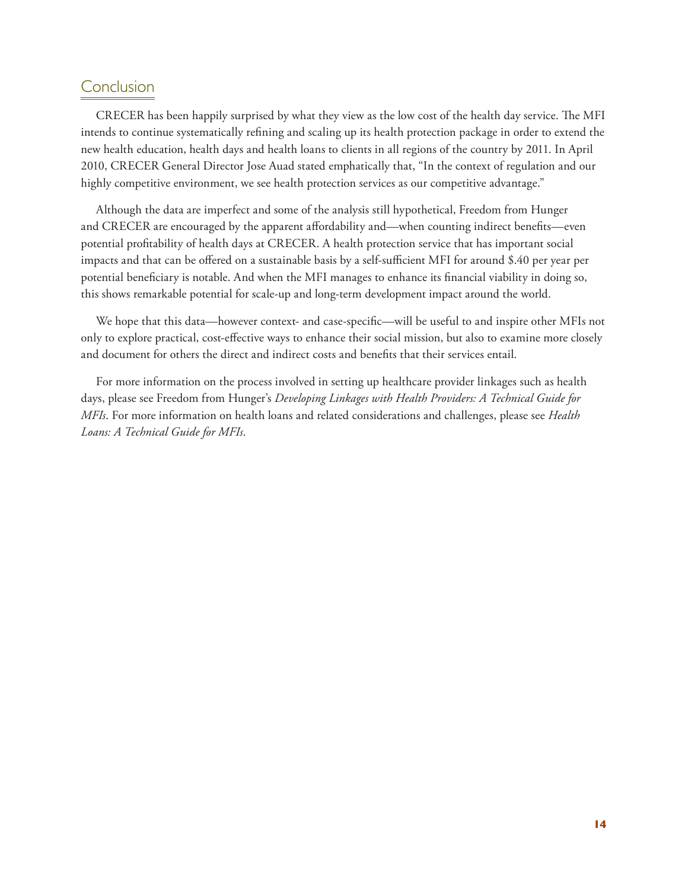## Conclusion

CRECER has been happily surprised by what they view as the low cost of the health day service. The MFI intends to continue systematically refining and scaling up its health protection package in order to extend the new health education, health days and health loans to clients in all regions of the country by 2011. In April 2010, CRECER General Director Jose Auad stated emphatically that, "In the context of regulation and our highly competitive environment, we see health protection services as our competitive advantage."

Although the data are imperfect and some of the analysis still hypothetical, Freedom from Hunger and CRECER are encouraged by the apparent affordability and—when counting indirect benefits—even potential profitability of health days at CRECER. A health protection service that has important social impacts and that can be offered on a sustainable basis by a self-sufficient MFI for around $.40 per year per potential beneficiary is notable. And when the MFI manages to enhance its financial viability in doing so, this shows remarkable potential for scale-up and long-term development impact around the world.

We hope that this data—however context- and case-specific—will be useful to and inspire other MFIs not only to explore practical, cost-effective ways to enhance their social mission, but also to examine more closely and document for others the direct and indirect costs and benefits that their services entail.

For more information on the process involved in setting up healthcare provider linkages such as health days, please see Freedom from Hunger's *Developing Linkages with Health Providers: A Technical Guide for MFIs*. For more information on health loans and related considerations and challenges, please see *Health Loans: A Technical Guide for MFIs*.